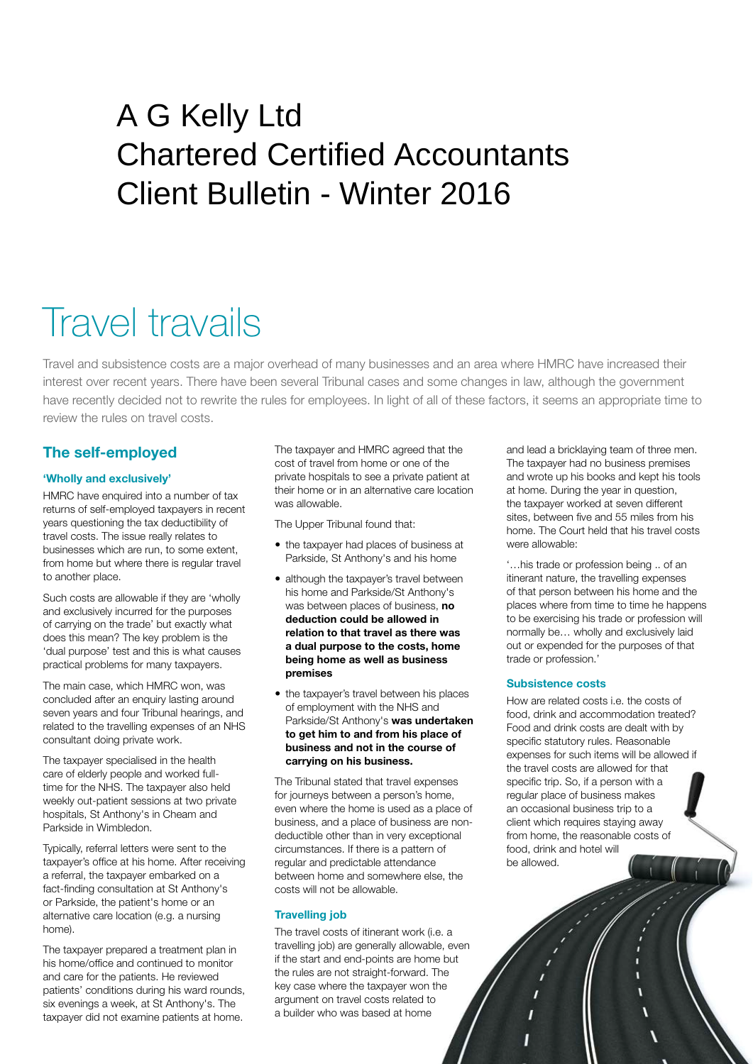# A G Kelly Ltd
# Chartered Certified Accountants
# Client Bulletin - Winter 2016

# Travel travails

Travel and subsistence costs are a major overhead of many businesses and an area where HMRC have increased their interest over recent years. There have been several Tribunal cases and some changes in law, although the government have recently decided not to rewrite the rules for employees. In light of all of these factors, it seems an appropriate time to review the rules on travel costs.

## The self-employed

### 'Wholly and exclusively'

HMRC have enquired into a number of tax returns of self-employed taxpayers in recent years questioning the tax deductibility of travel costs. The issue really relates to businesses which are run, to some extent, from home but where there is regular travel to another place.

Such costs are allowable if they are 'wholly and exclusively incurred for the purposes of carrying on the trade' but exactly what does this mean? The key problem is the 'dual purpose' test and this is what causes practical problems for many taxpayers.

The main case, which HMRC won, was concluded after an enquiry lasting around seven years and four Tribunal hearings, and related to the travelling expenses of an NHS consultant doing private work.

The taxpayer specialised in the health care of elderly people and worked full-time for the NHS. The taxpayer also held weekly out-patient sessions at two private hospitals, St Anthony's in Cheam and Parkside in Wimbledon.

Typically, referral letters were sent to the taxpayer's office at his home. After receiving a referral, the taxpayer embarked on a fact-finding consultation at St Anthony's or Parkside, the patient's home or an alternative care location (e.g. a nursing home).

The taxpayer prepared a treatment plan in his home/office and continued to monitor and care for the patients. He reviewed patients' conditions during his ward rounds, six evenings a week, at St Anthony's. The taxpayer did not examine patients at home.

The taxpayer and HMRC agreed that the cost of travel from home or one of the private hospitals to see a private patient at their home or in an alternative care location was allowable.

The Upper Tribunal found that:

- the taxpayer had places of business at Parkside, St Anthony's and his home
- although the taxpayer's travel between his home and Parkside/St Anthony's was between places of business, **no deduction could be allowed in relation to that travel as there was a dual purpose to the costs, home being home as well as business premises**
- the taxpayer's travel between his places of employment with the NHS and Parkside/St Anthony's **was undertaken to get him to and from his place of business and not in the course of carrying on his business.**

The Tribunal stated that travel expenses for journeys between a person's home, even where the home is used as a place of business, and a place of business are non-deductible other than in very exceptional circumstances. If there is a pattern of regular and predictable attendance between home and somewhere else, the costs will not be allowable.

### Travelling job

The travel costs of itinerant work (i.e. a travelling job) are generally allowable, even if the start and end-points are home but the rules are not straight-forward. The key case where the taxpayer won the argument on travel costs related to a builder who was based at home and lead a bricklaying team of three men. The taxpayer had no business premises and wrote up his books and kept his tools at home. During the year in question, the taxpayer worked at seven different sites, between five and 55 miles from his home. The Court held that his travel costs were allowable:

'…his trade or profession being .. of an itinerant nature, the travelling expenses of that person between his home and the places where from time to time he happens to be exercising his trade or profession will normally be… wholly and exclusively laid out or expended for the purposes of that trade or profession.'

### Subsistence costs

How are related costs i.e. the costs of food, drink and accommodation treated? Food and drink costs are dealt with by specific statutory rules. Reasonable expenses for such items will be allowed if the travel costs are allowed for that specific trip. So, if a person with a regular place of business makes an occasional business trip to a client which requires staying away from home, the reasonable costs of food, drink and hotel will be allowed.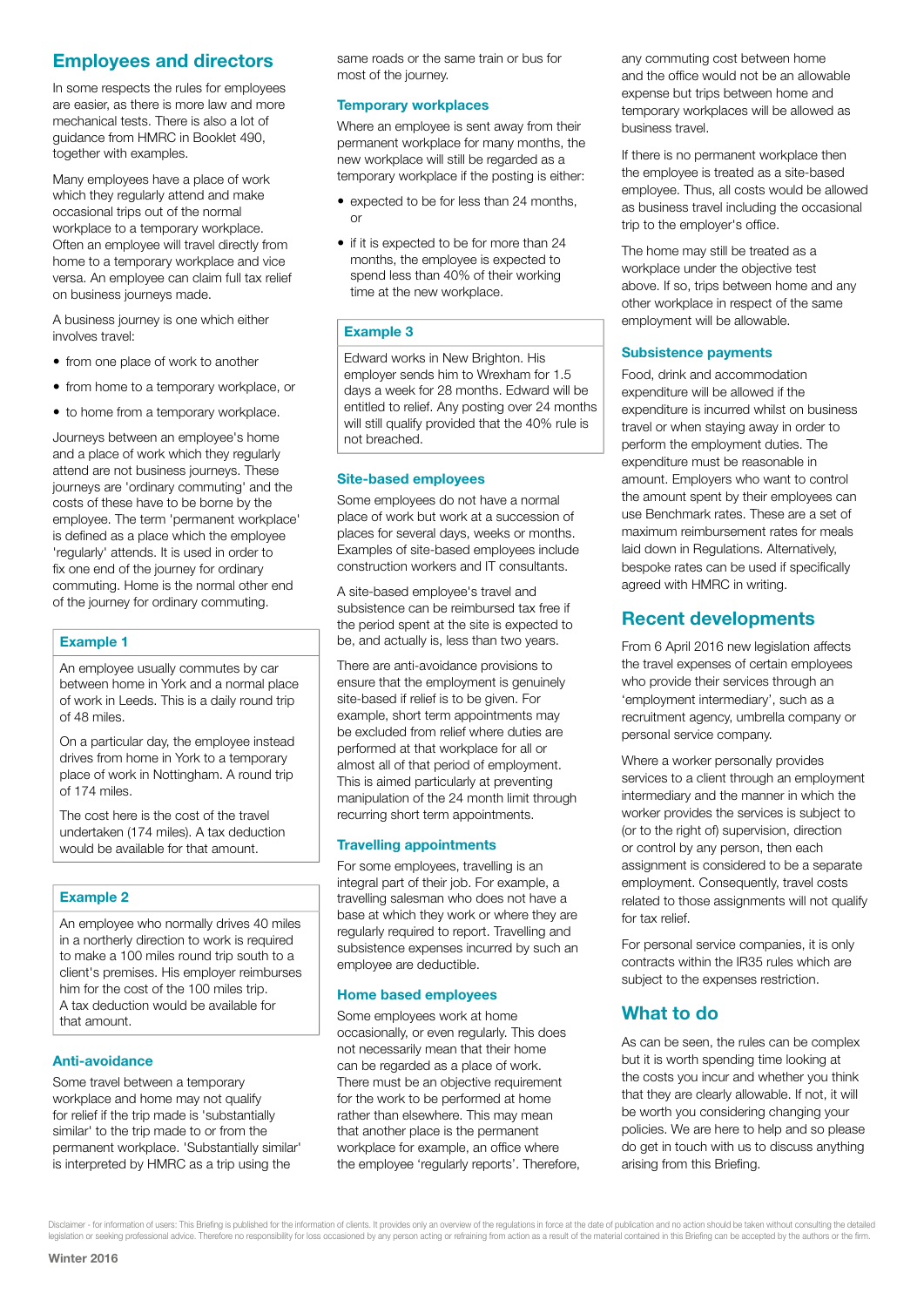## Employees and directors

In some respects the rules for employees are easier, as there is more law and more mechanical tests. There is also a lot of guidance from HMRC in Booklet 490, together with examples.

Many employees have a place of work which they regularly attend and make occasional trips out of the normal workplace to a temporary workplace. Often an employee will travel directly from home to a temporary workplace and vice versa. An employee can claim full tax relief on business journeys made.

A business journey is one which either involves travel:

- from one place of work to another
- from home to a temporary workplace, or
- to home from a temporary workplace.

Journeys between an employee's home and a place of work which they regularly attend are not business journeys. These journeys are 'ordinary commuting' and the costs of these have to be borne by the employee. The term 'permanent workplace' is defined as a place which the employee 'regularly' attends. It is used in order to fix one end of the journey for ordinary commuting. Home is the normal other end of the journey for ordinary commuting.

### Example 1

An employee usually commutes by car between home in York and a normal place of work in Leeds. This is a daily round trip of 48 miles.

On a particular day, the employee instead drives from home in York to a temporary place of work in Nottingham. A round trip of 174 miles.

The cost here is the cost of the travel undertaken (174 miles). A tax deduction would be available for that amount.

### Example 2

An employee who normally drives 40 miles in a northerly direction to work is required to make a 100 miles round trip south to a client's premises. His employer reimburses him for the cost of the 100 miles trip. A tax deduction would be available for that amount.

### Anti-avoidance

Some travel between a temporary workplace and home may not qualify for relief if the trip made is 'substantially similar' to the trip made to or from the permanent workplace. 'Substantially similar' is interpreted by HMRC as a trip using the same roads or the same train or bus for most of the journey.

### Temporary workplaces

Where an employee is sent away from their permanent workplace for many months, the new workplace will still be regarded as a temporary workplace if the posting is either:

- expected to be for less than 24 months, or
- if it is expected to be for more than 24 months, the employee is expected to spend less than 40% of their working time at the new workplace.

### Example 3

Edward works in New Brighton. His employer sends him to Wrexham for 1.5 days a week for 28 months. Edward will be entitled to relief. Any posting over 24 months will still qualify provided that the 40% rule is not breached.

### Site-based employees

Some employees do not have a normal place of work but work at a succession of places for several days, weeks or months. Examples of site-based employees include construction workers and IT consultants.

A site-based employee's travel and subsistence can be reimbursed tax free if the period spent at the site is expected to be, and actually is, less than two years.

There are anti-avoidance provisions to ensure that the employment is genuinely site-based if relief is to be given. For example, short term appointments may be excluded from relief where duties are performed at that workplace for all or almost all of that period of employment. This is aimed particularly at preventing manipulation of the 24 month limit through recurring short term appointments.

### Travelling appointments

For some employees, travelling is an integral part of their job. For example, a travelling salesman who does not have a base at which they work or where they are regularly required to report. Travelling and subsistence expenses incurred by such an employee are deductible.

### Home based employees

Some employees work at home occasionally, or even regularly. This does not necessarily mean that their home can be regarded as a place of work. There must be an objective requirement for the work to be performed at home rather than elsewhere. This may mean that another place is the permanent workplace for example, an office where the employee 'regularly reports'. Therefore, any commuting cost between home and the office would not be an allowable expense but trips between home and temporary workplaces will be allowed as business travel.

If there is no permanent workplace then the employee is treated as a site-based employee. Thus, all costs would be allowed as business travel including the occasional trip to the employer's office.

The home may still be treated as a workplace under the objective test above. If so, trips between home and any other workplace in respect of the same employment will be allowable.

### Subsistence payments

Food, drink and accommodation expenditure will be allowed if the expenditure is incurred whilst on business travel or when staying away in order to perform the employment duties. The expenditure must be reasonable in amount. Employers who want to control the amount spent by their employees can use Benchmark rates. These are a set of maximum reimbursement rates for meals laid down in Regulations. Alternatively, bespoke rates can be used if specifically agreed with HMRC in writing.

## Recent developments

From 6 April 2016 new legislation affects the travel expenses of certain employees who provide their services through an 'employment intermediary', such as a recruitment agency, umbrella company or personal service company.

Where a worker personally provides services to a client through an employment intermediary and the manner in which the worker provides the services is subject to (or to the right of) supervision, direction or control by any person, then each assignment is considered to be a separate employment. Consequently, travel costs related to those assignments will not qualify for tax relief.

For personal service companies, it is only contracts within the IR35 rules which are subject to the expenses restriction.

## What to do

As can be seen, the rules can be complex but it is worth spending time looking at the costs you incur and whether you think that they are clearly allowable. If not, it will be worth you considering changing your policies. We are here to help and so please do get in touch with us to discuss anything arising from this Briefing.

Disclaimer - for information of users: This Briefing is published for the information of clients. It provides only an overview of the regulations in force at the date of publication and no action should be taken without consulting the detailed legislation or seeking professional advice. Therefore no responsibility for loss occasioned by any person acting or refraining from action as a result of the material contained in this Briefing can be accepted by the authors or the firm.

Winter 2016